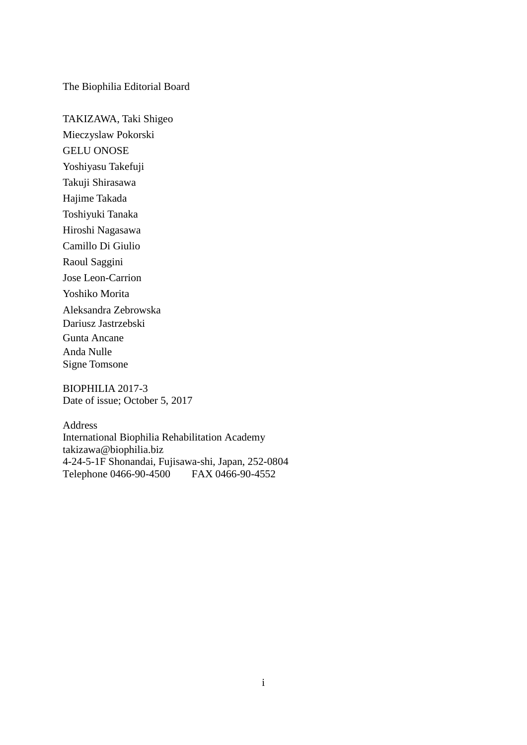The Biophilia Editorial Board

TAKIZAWA, Taki Shigeo  
Mieczyslaw Pokorski  
GELU ONOSE  
Yoshiyasu Takefuji  
Takuji Shirasawa  
Hajime Takada  
Toshiyuki Tanaka  
Hiroshi Nagasawa  
Camillo Di Giulio  
Raoul Saggini  
Jose Leon-Carrion  
Yoshiko Morita  
Aleksandra Zebrowska  
Dariusz Jastrzebski  
Gunta Ancane  
Anda Nulle  
Signe Tomsone

BIOPHILIA 2017-3  
Date of issue; October 5, 2017

Address  
International Biophilia Rehabilitation Academy  
takizawa@biophilia.biz  
4-24-5-1F Shonandai, Fujisawa-shi, Japan, 252-0804  
Telephone 0466-90-4500 FAX 0466-90-4552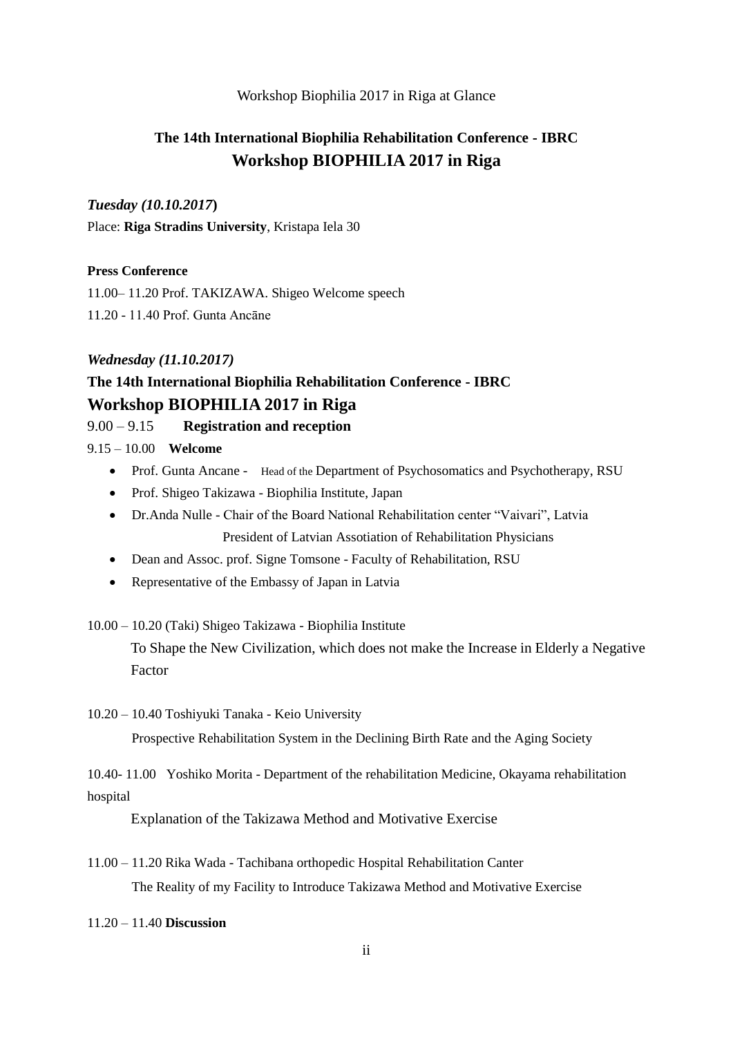Workshop Biophilia 2017 in Riga at Glance

## The 14th International Biophilia Rehabilitation Conference - IBRC
## Workshop BIOPHILIA 2017 in Riga

***Tuesday (10.10.2017*)**

Place: **Riga Stradins University**, Kristapa Iela 30

**Press Conference**

11.00– 11.20 Prof. TAKIZAWA. Shigeo Welcome speech

11.20 - 11.40 Prof. Gunta Ancāne

***Wednesday (11.10.2017)***

### The 14th International Biophilia Rehabilitation Conference - IBRC
### Workshop BIOPHILIA 2017 in Riga

9.00 – 9.15 **Registration and reception**

9.15 – 10.00 **Welcome**

- Prof. Gunta Ancane - Head of the Department of Psychosomatics and Psychotherapy, RSU
- Prof. Shigeo Takizawa - Biophilia Institute, Japan
- Dr.Anda Nulle - Chair of the Board National Rehabilitation center "Vaivari", Latvia
  President of Latvian Assotiation of Rehabilitation Physicians
- Dean and Assoc. prof. Signe Tomsone - Faculty of Rehabilitation, RSU
- Representative of the Embassy of Japan in Latvia

10.00 – 10.20 (Taki) Shigeo Takizawa - Biophilia Institute

To Shape the New Civilization, which does not make the Increase in Elderly a Negative Factor

10.20 – 10.40 Toshiyuki Tanaka - Keio University

Prospective Rehabilitation System in the Declining Birth Rate and the Aging Society

10.40- 11.00 Yoshiko Morita - Department of the rehabilitation Medicine, Okayama rehabilitation hospital

Explanation of the Takizawa Method and Motivative Exercise

11.00 – 11.20 Rika Wada - Tachibana orthopedic Hospital Rehabilitation Canter

The Reality of my Facility to Introduce Takizawa Method and Motivative Exercise

11.20 – 11.40 **Discussion**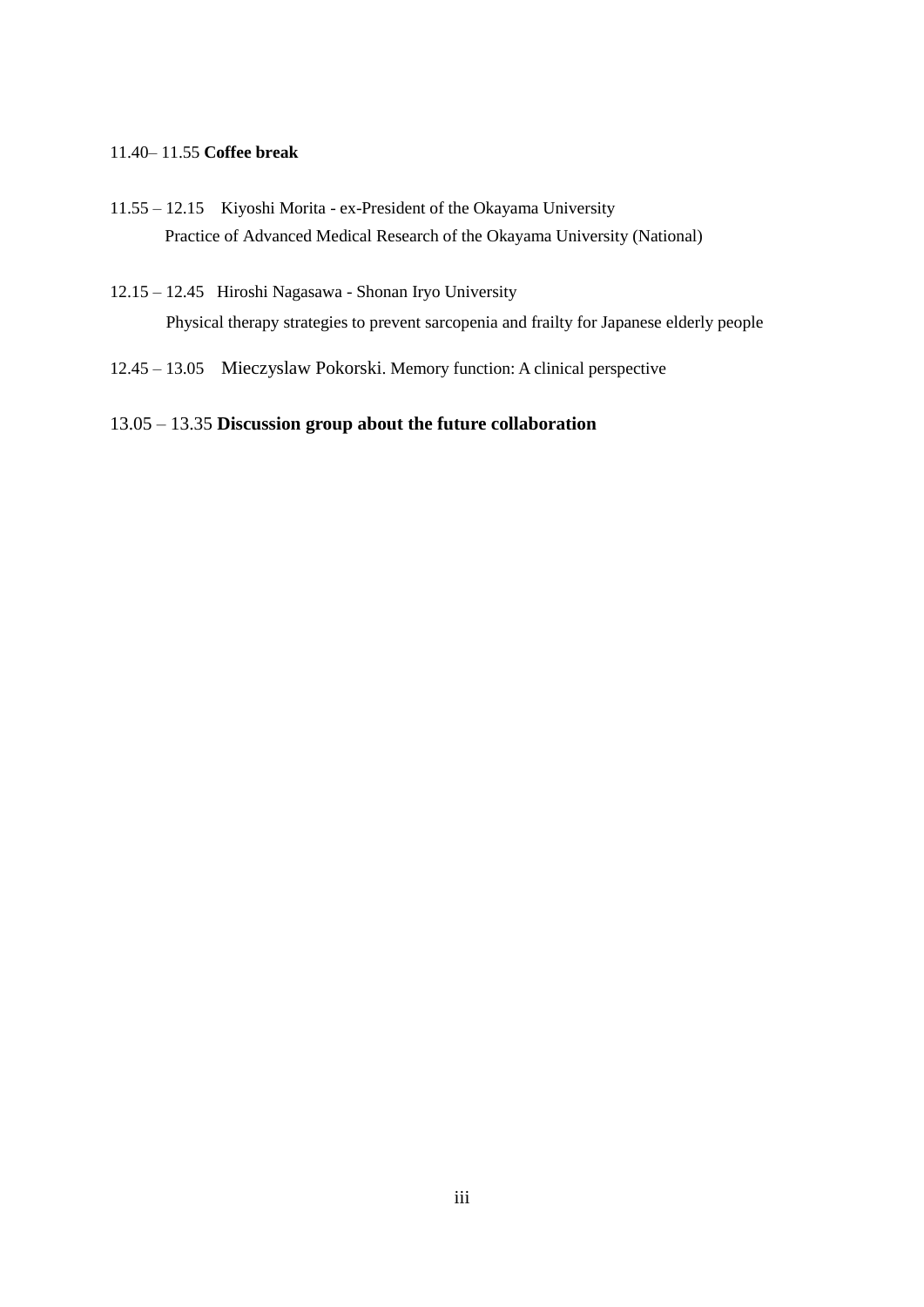11.40– 11.55 **Coffee break**

11.55 – 12.15 Kiyoshi Morita - ex-President of the Okayama University
Practice of Advanced Medical Research of the Okayama University (National)

12.15 – 12.45 Hiroshi Nagasawa - Shonan Iryo University
Physical therapy strategies to prevent sarcopenia and frailty for Japanese elderly people

12.45 – 13.05 Mieczyslaw Pokorski. Memory function: A clinical perspective

13.05 – 13.35 **Discussion group about the future collaboration**